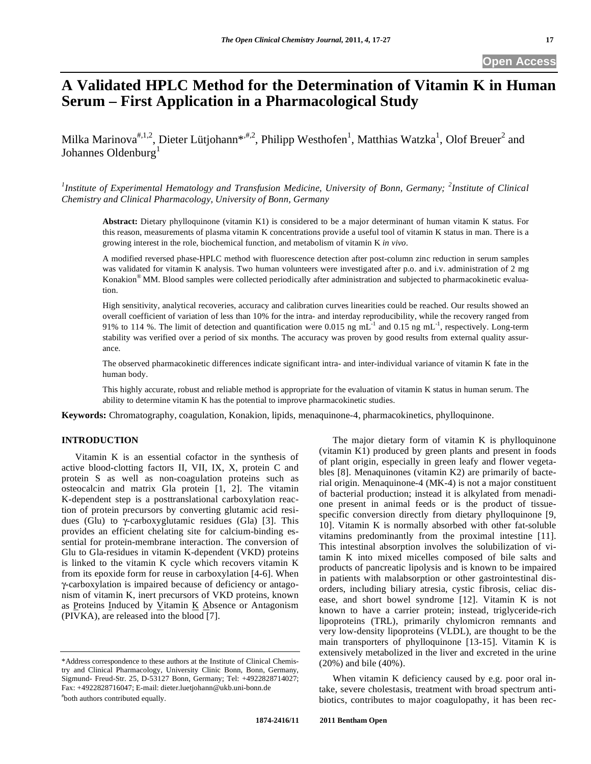Open Access

# A Validated HPLC Method for the Determination of Vitamin K in Human Serum – First Application in a Pharmacological Study

Milka Marinova[#,1,2], Dieter Lütjohann*[,#,2], Philipp Westhofen[1], Matthias Watzka[1], Olof Breuer[2] and Johannes Oldenburg[1]

*[1]Institute of Experimental Hematology and Transfusion Medicine, University of Bonn, Germany; [2]Institute of Clinical Chemistry and Clinical Pharmacology, University of Bonn, Germany*

**Abstract:** Dietary phylloquinone (vitamin K1) is considered to be a major determinant of human vitamin K status. For this reason, measurements of plasma vitamin K concentrations provide a useful tool of vitamin K status in man. There is a growing interest in the role, biochemical function, and metabolism of vitamin K *in vivo*.

A modified reversed phase-HPLC method with fluorescence detection after post-column zinc reduction in serum samples was validated for vitamin K analysis. Two human volunteers were investigated after p.o. and i.v. administration of 2 mg Konakion® MM. Blood samples were collected periodically after administration and subjected to pharmacokinetic evaluation.

High sensitivity, analytical recoveries, accuracy and calibration curves linearities could be reached. Our results showed an overall coefficient of variation of less than 10% for the intra- and interday reproducibility, while the recovery ranged from 91% to 114 %. The limit of detection and quantification were 0.015 ng $mL^{-1}$ and 0.15 ng $mL^{-1}$, respectively. Long-term stability was verified over a period of six months. The accuracy was proven by good results from external quality assurance.

The observed pharmacokinetic differences indicate significant intra- and inter-individual variance of vitamin K fate in the human body.

This highly accurate, robust and reliable method is appropriate for the evaluation of vitamin K status in human serum. The ability to determine vitamin K has the potential to improve pharmacokinetic studies.

**Keywords:** Chromatography, coagulation, Konakion, lipids, menaquinone-4, pharmacokinetics, phylloquinone.

## INTRODUCTION

Vitamin K is an essential cofactor in the synthesis of active blood-clotting factors II, VII, IX, X, protein C and protein S as well as non-coagulation proteins such as osteocalcin and matrix Gla protein [1, 2]. The vitamin K-dependent step is a posttranslational carboxylation reaction of protein precursors by converting glutamic acid residues (Glu) to γ-carboxyglutamic residues (Gla) [3]. This provides an efficient chelating site for calcium-binding essential for protein-membrane interaction. The conversion of Glu to Gla-residues in vitamin K-dependent (VKD) proteins is linked to the vitamin K cycle which recovers vitamin K from its epoxide form for reuse in carboxylation [4-6]. When γ-carboxylation is impaired because of deficiency or antagonism of vitamin K, inert precursors of VKD proteins, known as Proteins Induced by Vitamin K Absence or Antagonism (PIVKA), are released into the blood [7].

The major dietary form of vitamin K is phylloquinone (vitamin K1) produced by green plants and present in foods of plant origin, especially in green leafy and flower vegetables [8]. Menaquinones (vitamin K2) are primarily of bacterial origin. Menaquinone-4 (MK-4) is not a major constituent of bacterial production; instead it is alkylated from menadione present in animal feeds or is the product of tissue-specific conversion directly from dietary phylloquinone [9, 10]. Vitamin K is normally absorbed with other fat-soluble vitamins predominantly from the proximal intestine [11]. This intestinal absorption involves the solubilization of vitamin K into mixed micelles composed of bile salts and products of pancreatic lipolysis and is known to be impaired in patients with malabsorption or other gastrointestinal disorders, including biliary atresia, cystic fibrosis, celiac disease, and short bowel syndrome [12]. Vitamin K is not known to have a carrier protein; instead, triglyceride-rich lipoproteins (TRL), primarily chylomicron remnants and very low-density lipoproteins (VLDL), are thought to be the main transporters of phylloquinone [13-15]. Vitamin K is extensively metabolized in the liver and excreted in the urine (20%) and bile (40%).

When vitamin K deficiency caused by e.g. poor oral intake, severe cholestasis, treatment with broad spectrum antibiotics, contributes to major coagulopathy, it has been rec-

*Address correspondence to these authors at the Institute of Clinical Chemistry and Clinical Pharmacology, University Clinic Bonn, Bonn, Germany, Sigmund- Freud-Str. 25, D-53127 Bonn, Germany; Tel: +4922828714027; Fax: +4922828716047; E-mail: dieter.luetjohann@ukb.uni-bonn.de

[#]both authors contributed equally.

1874-2416/11 2011 Bentham Open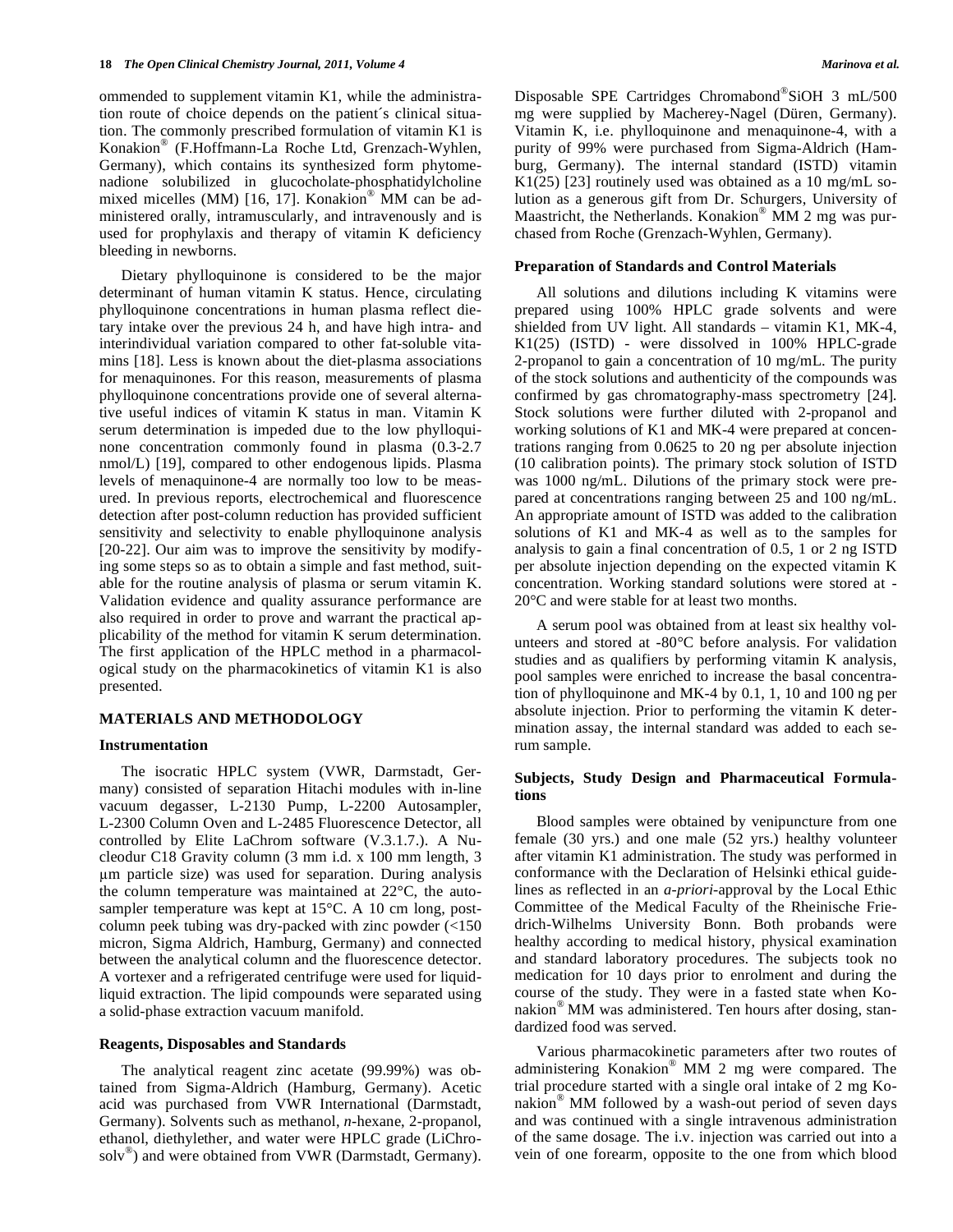ommended to supplement vitamin K1, while the administration route of choice depends on the patient´s clinical situation. The commonly prescribed formulation of vitamin K1 is Konakion® (F.Hoffmann-La Roche Ltd, Grenzach-Wyhlen, Germany), which contains its synthesized form phytomenadione solubilized in glucocholate-phosphatidylcholine mixed micelles (MM) [16, 17]. Konakion® MM can be administered orally, intramuscularly, and intravenously and is used for prophylaxis and therapy of vitamin K deficiency bleeding in newborns.

Dietary phylloquinone is considered to be the major determinant of human vitamin K status. Hence, circulating phylloquinone concentrations in human plasma reflect dietary intake over the previous 24 h, and have high intra- and interindividual variation compared to other fat-soluble vitamins [18]. Less is known about the diet-plasma associations for menaquinones. For this reason, measurements of plasma phylloquinone concentrations provide one of several alternative useful indices of vitamin K status in man. Vitamin K serum determination is impeded due to the low phylloquinone concentration commonly found in plasma (0.3-2.7 nmol/L) [19], compared to other endogenous lipids. Plasma levels of menaquinone-4 are normally too low to be measured. In previous reports, electrochemical and fluorescence detection after post-column reduction has provided sufficient sensitivity and selectivity to enable phylloquinone analysis [20-22]. Our aim was to improve the sensitivity by modifying some steps so as to obtain a simple and fast method, suitable for the routine analysis of plasma or serum vitamin K. Validation evidence and quality assurance performance are also required in order to prove and warrant the practical applicability of the method for vitamin K serum determination. The first application of the HPLC method in a pharmacological study on the pharmacokinetics of vitamin K1 is also presented.

## MATERIALS AND METHODOLOGY

### Instrumentation

The isocratic HPLC system (VWR, Darmstadt, Germany) consisted of separation Hitachi modules with in-line vacuum degasser, L-2130 Pump, L-2200 Autosampler, L-2300 Column Oven and L-2485 Fluorescence Detector, all controlled by Elite LaChrom software (V.3.1.7.). A Nucleodur C18 Gravity column (3 mm i.d. x 100 mm length, 3 μm particle size) was used for separation. During analysis the column temperature was maintained at 22°C, the autosampler temperature was kept at 15°C. A 10 cm long, post-column peek tubing was dry-packed with zinc powder (<150 micron, Sigma Aldrich, Hamburg, Germany) and connected between the analytical column and the fluorescence detector. A vortexer and a refrigerated centrifuge were used for liquid-liquid extraction. The lipid compounds were separated using a solid-phase extraction vacuum manifold.

### Reagents, Disposables and Standards

The analytical reagent zinc acetate (99.99%) was obtained from Sigma-Aldrich (Hamburg, Germany). Acetic acid was purchased from VWR International (Darmstadt, Germany). Solvents such as methanol, *n*-hexane, 2-propanol, ethanol, diethylether, and water were HPLC grade (LiChrosolv®) and were obtained from VWR (Darmstadt, Germany). Disposable SPE Cartridges Chromabond®SiOH 3 mL/500 mg were supplied by Macherey-Nagel (Düren, Germany). Vitamin K, i.e. phylloquinone and menaquinone-4, with a purity of 99% were purchased from Sigma-Aldrich (Hamburg, Germany). The internal standard (ISTD) vitamin K1(25) [23] routinely used was obtained as a 10 mg/mL solution as a generous gift from Dr. Schurgers, University of Maastricht, the Netherlands. Konakion® MM 2 mg was purchased from Roche (Grenzach-Wyhlen, Germany).

### Preparation of Standards and Control Materials

All solutions and dilutions including K vitamins were prepared using 100% HPLC grade solvents and were shielded from UV light. All standards – vitamin K1, MK-4, K1(25) (ISTD) - were dissolved in 100% HPLC-grade 2-propanol to gain a concentration of 10 mg/mL. The purity of the stock solutions and authenticity of the compounds was confirmed by gas chromatography-mass spectrometry [24]. Stock solutions were further diluted with 2-propanol and working solutions of K1 and MK-4 were prepared at concentrations ranging from 0.0625 to 20 ng per absolute injection (10 calibration points). The primary stock solution of ISTD was 1000 ng/mL. Dilutions of the primary stock were prepared at concentrations ranging between 25 and 100 ng/mL. An appropriate amount of ISTD was added to the calibration solutions of K1 and MK-4 as well as to the samples for analysis to gain a final concentration of 0.5, 1 or 2 ng ISTD per absolute injection depending on the expected vitamin K concentration. Working standard solutions were stored at -20°C and were stable for at least two months.

A serum pool was obtained from at least six healthy volunteers and stored at -80°C before analysis. For validation studies and as qualifiers by performing vitamin K analysis, pool samples were enriched to increase the basal concentration of phylloquinone and MK-4 by 0.1, 1, 10 and 100 ng per absolute injection. Prior to performing the vitamin K determination assay, the internal standard was added to each serum sample.

### Subjects, Study Design and Pharmaceutical Formulations

Blood samples were obtained by venipuncture from one female (30 yrs.) and one male (52 yrs.) healthy volunteer after vitamin K1 administration. The study was performed in conformance with the Declaration of Helsinki ethical guidelines as reflected in an *a-priori*-approval by the Local Ethic Committee of the Medical Faculty of the Rheinische Friedrich-Wilhelms University Bonn. Both probands were healthy according to medical history, physical examination and standard laboratory procedures. The subjects took no medication for 10 days prior to enrolment and during the course of the study. They were in a fasted state when Konakion® MM was administered. Ten hours after dosing, standardized food was served.

Various pharmacokinetic parameters after two routes of administering Konakion® MM 2 mg were compared. The trial procedure started with a single oral intake of 2 mg Konakion® MM followed by a wash-out period of seven days and was continued with a single intravenous administration of the same dosage. The i.v. injection was carried out into a vein of one forearm, opposite to the one from which blood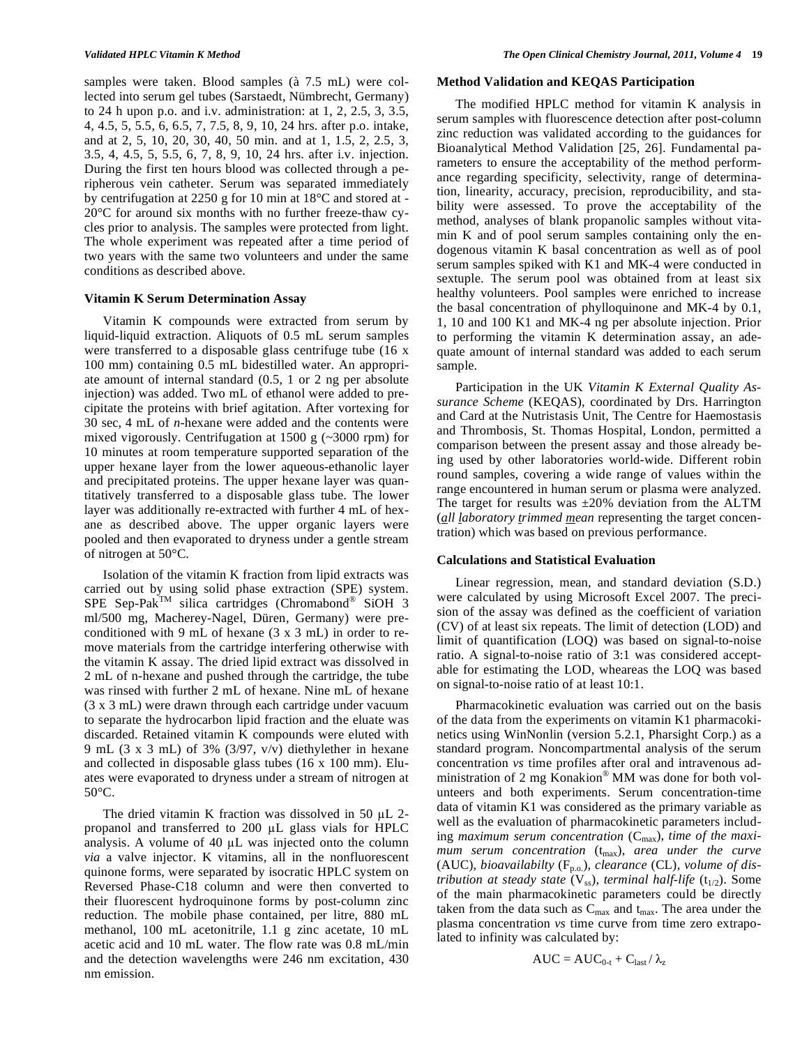samples were taken. Blood samples (à 7.5 mL) were collected into serum gel tubes (Sarstaedt, Nümbrecht, Germany) to 24 h upon p.o. and i.v. administration: at 1, 2, 2.5, 3, 3.5, 4, 4.5, 5, 5.5, 6, 6.5, 7, 7.5, 8, 9, 10, 24 hrs. after p.o. intake, and at 2, 5, 10, 20, 30, 40, 50 min. and at 1, 1.5, 2, 2.5, 3, 3.5, 4, 4.5, 5, 5.5, 6, 7, 8, 9, 10, 24 hrs. after i.v. injection. During the first ten hours blood was collected through a peripherous vein catheter. Serum was separated immediately by centrifugation at 2250 g for 10 min at 18°C and stored at -20°C for around six months with no further freeze-thaw cycles prior to analysis. The samples were protected from light. The whole experiment was repeated after a time period of two years with the same two volunteers and under the same conditions as described above.

### Vitamin K Serum Determination Assay

Vitamin K compounds were extracted from serum by liquid-liquid extraction. Aliquots of 0.5 mL serum samples were transferred to a disposable glass centrifuge tube (16 x 100 mm) containing 0.5 mL bidestilled water. An appropriate amount of internal standard (0.5, 1 or 2 ng per absolute injection) was added. Two mL of ethanol were added to precipitate the proteins with brief agitation. After vortexing for 30 sec, 4 mL of *n*-hexane were added and the contents were mixed vigorously. Centrifugation at 1500 g (~3000 rpm) for 10 minutes at room temperature supported separation of the upper hexane layer from the lower aqueous-ethanolic layer and precipitated proteins. The upper hexane layer was quantitatively transferred to a disposable glass tube. The lower layer was additionally re-extracted with further 4 mL of hexane as described above. The upper organic layers were pooled and then evaporated to dryness under a gentle stream of nitrogen at 50°C.

Isolation of the vitamin K fraction from lipid extracts was carried out by using solid phase extraction (SPE) system. SPE Sep-Pak™ silica cartridges (Chromabond® SiOH 3 ml/500 mg, Macherey-Nagel, Düren, Germany) were preconditioned with 9 mL of hexane (3 x 3 mL) in order to remove materials from the cartridge interfering otherwise with the vitamin K assay. The dried lipid extract was dissolved in 2 mL of n-hexane and pushed through the cartridge, the tube was rinsed with further 2 mL of hexane. Nine mL of hexane (3 x 3 mL) were drawn through each cartridge under vacuum to separate the hydrocarbon lipid fraction and the eluate was discarded. Retained vitamin K compounds were eluted with 9 mL (3 x 3 mL) of 3% (3/97, v/v) diethylether in hexane and collected in disposable glass tubes (16 x 100 mm). Eluates were evaporated to dryness under a stream of nitrogen at 50°C.

The dried vitamin K fraction was dissolved in 50 µL 2-propanol and transferred to 200 µL glass vials for HPLC analysis. A volume of 40 µL was injected onto the column *via* a valve injector. K vitamins, all in the nonfluorescent quinone forms, were separated by isocratic HPLC system on Reversed Phase-C18 column and were then converted to their fluorescent hydroquinone forms by post-column zinc reduction. The mobile phase contained, per litre, 880 mL methanol, 100 mL acetonitrile, 1.1 g zinc acetate, 10 mL acetic acid and 10 mL water. The flow rate was 0.8 mL/min and the detection wavelengths were 246 nm excitation, 430 nm emission.

### Method Validation and KEQAS Participation

The modified HPLC method for vitamin K analysis in serum samples with fluorescence detection after post-column zinc reduction was validated according to the guidances for Bioanalytical Method Validation [25, 26]. Fundamental parameters to ensure the acceptability of the method performance regarding specificity, selectivity, range of determination, linearity, accuracy, precision, reproducibility, and stability were assessed. To prove the acceptability of the method, analyses of blank propanolic samples without vitamin K and of pool serum samples containing only the endogenous vitamin K basal concentration as well as of pool serum samples spiked with K1 and MK-4 were conducted in sextuple. The serum pool was obtained from at least six healthy volunteers. Pool samples were enriched to increase the basal concentration of phylloquinone and MK-4 by 0.1, 1, 10 and 100 K1 and MK-4 ng per absolute injection. Prior to performing the vitamin K determination assay, an adequate amount of internal standard was added to each serum sample.

Participation in the UK *Vitamin K External Quality Assurance Scheme* (KEQAS), coordinated by Drs. Harrington and Card at the Nutristasis Unit, The Centre for Haemostasis and Thrombosis, St. Thomas Hospital, London, permitted a comparison between the present assay and those already being used by other laboratories world-wide. Different robin round samples, covering a wide range of values within the range encountered in human serum or plasma were analyzed. The target for results was ±20% deviation from the ALTM (*all laboratory trimmed mean* representing the target concentration) which was based on previous performance.

### Calculations and Statistical Evaluation

Linear regression, mean, and standard deviation (S.D.) were calculated by using Microsoft Excel 2007. The precision of the assay was defined as the coefficient of variation (CV) of at least six repeats. The limit of detection (LOD) and limit of quantification (LOQ) was based on signal-to-noise ratio. A signal-to-noise ratio of 3:1 was considered acceptable for estimating the LOD, wheareas the LOQ was based on signal-to-noise ratio of at least 10:1.

Pharmacokinetic evaluation was carried out on the basis of the data from the experiments on vitamin K1 pharmacokinetics using WinNonlin (version 5.2.1, Pharsight Corp.) as a standard program. Noncompartmental analysis of the serum concentration *vs* time profiles after oral and intravenous administration of 2 mg Konakion® MM was done for both volunteers and both experiments. Serum concentration-time data of vitamin K1 was considered as the primary variable as well as the evaluation of pharmacokinetic parameters including *maximum serum concentration* ($C_{max}$), *time of the maximum serum concentration* ($t_{max}$), *area under the curve* (AUC), *bioavailabilty* ($F_{p.o.}$), *clearance* (CL), *volume of distribution at steady state* ($V_{ss}$), *terminal half-life* ($t_{1/2}$). Some of the main pharmacokinetic parameters could be directly taken from the data such as $C_{max}$ and $t_{max}$. The area under the plasma concentration *vs* time curve from time zero extrapolated to infinity was calculated by:

$$AUC = AUC_{0\text{-}t} + C_{last} / \lambda_z$$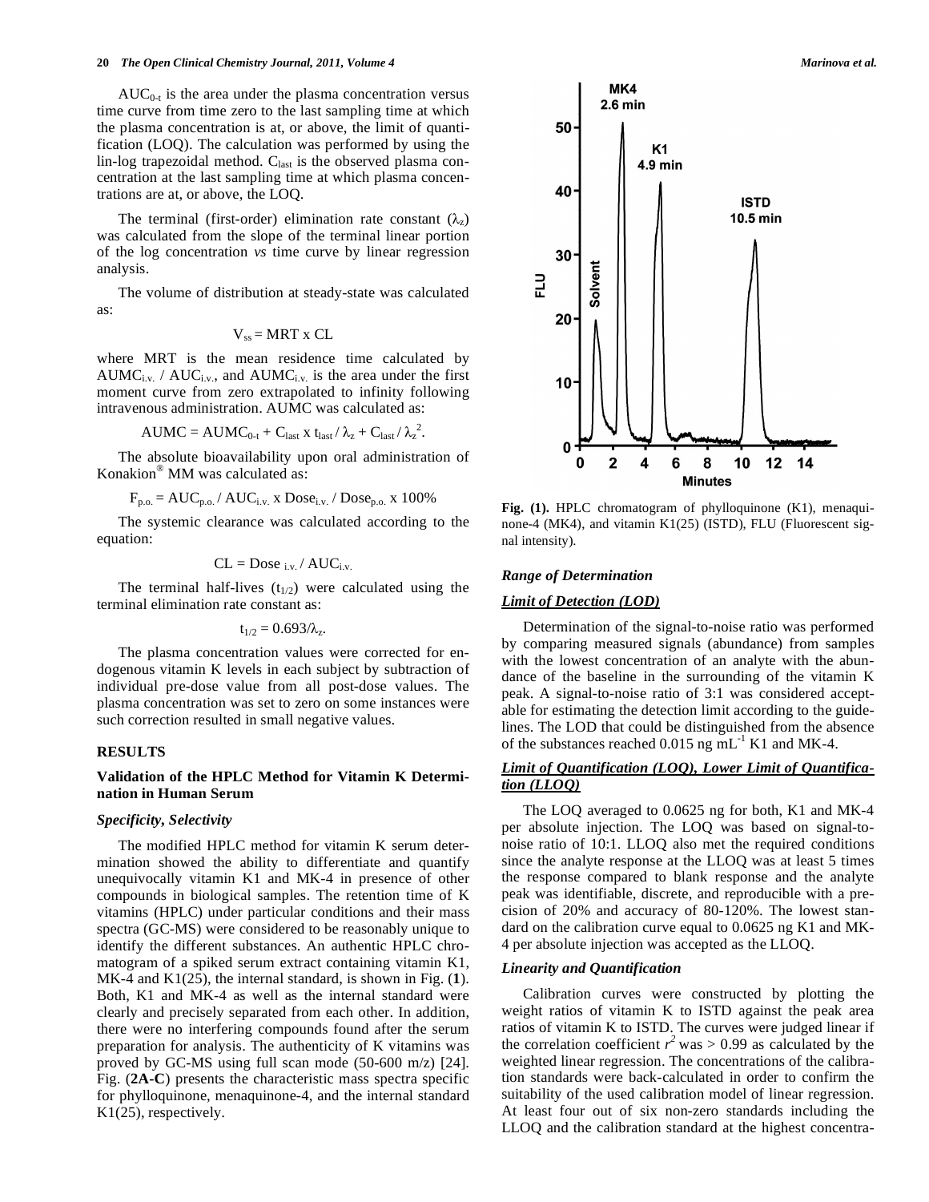$AUC_{0\text{-}t}$ is the area under the plasma concentration versus time curve from time zero to the last sampling time at which the plasma concentration is at, or above, the limit of quantification (LOQ). The calculation was performed by using the lin-log trapezoidal method. $C_{last}$ is the observed plasma concentration at the last sampling time at which plasma concentrations are at, or above, the LOQ.

The terminal (first-order) elimination rate constant ($\lambda_z$) was calculated from the slope of the terminal linear portion of the log concentration *vs* time curve by linear regression analysis.

The volume of distribution at steady-state was calculated as:

$$V_{ss} = MRT \times CL$$

where MRT is the mean residence time calculated by $AUMC_{i.v.} / AUC_{i.v.}$, and $AUMC_{i.v.}$ is the area under the first moment curve from zero extrapolated to infinity following intravenous administration. AUMC was calculated as:

$$AUMC = AUMC_{0\text{-}t} + C_{last} \times t_{last} / \lambda_z + C_{last} / \lambda_z^2.$$

The absolute bioavailability upon oral administration of Konakion® MM was calculated as:

$$F_{p.o.} = AUC_{p.o.} / AUC_{i.v.} \times Dose_{i.v.} / Dose_{p.o.} \times 100\%$$

The systemic clearance was calculated according to the equation:

$$CL = Dose_{\ i.v.} / AUC_{i.v.}$$

The terminal half-lives ($t_{1/2}$) were calculated using the terminal elimination rate constant as:

$$t_{1/2} = 0.693/\lambda_z.$$

The plasma concentration values were corrected for endogenous vitamin K levels in each subject by subtraction of individual pre-dose value from all post-dose values. The plasma concentration was set to zero on some instances were such correction resulted in small negative values.

## RESULTS

### Validation of the HPLC Method for Vitamin K Determination in Human Serum

#### *Specificity, Selectivity*

The modified HPLC method for vitamin K serum determination showed the ability to differentiate and quantify unequivocally vitamin K1 and MK-4 in presence of other compounds in biological samples. The retention time of K vitamins (HPLC) under particular conditions and their mass spectra (GC-MS) were considered to be reasonably unique to identify the different substances. An authentic HPLC chromatogram of a spiked serum extract containing vitamin K1, MK-4 and K1(25), the internal standard, is shown in Fig. (**1**). Both, K1 and MK-4 as well as the internal standard were clearly and precisely separated from each other. In addition, there were no interfering compounds found after the serum preparation for analysis. The authenticity of K vitamins was proved by GC-MS using full scan mode (50-600 m/z) [24]. Fig. (**2A-C**) presents the characteristic mass spectra specific for phylloquinone, menaquinone-4, and the internal standard K1(25), respectively.

**Fig. (1).** HPLC chromatogram of phylloquinone (K1), menaquinone-4 (MK4), and vitamin K1(25) (ISTD), FLU (Fluorescent signal intensity).

#### *Range of Determination*

#### ***Limit of Detection (LOD)***

Determination of the signal-to-noise ratio was performed by comparing measured signals (abundance) from samples with the lowest concentration of an analyte with the abundance of the baseline in the surrounding of the vitamin K peak. A signal-to-noise ratio of 3:1 was considered acceptable for estimating the detection limit according to the guidelines. The LOD that could be distinguished from the absence of the substances reached 0.015 ng $mL^{-1}$ K1 and MK-4.

#### ***Limit of Quantification (LOQ), Lower Limit of Quantification (LLOQ)***

The LOQ averaged to 0.0625 ng for both, K1 and MK-4 per absolute injection. The LOQ was based on signal-to-noise ratio of 10:1. LLOQ also met the required conditions since the analyte response at the LLOQ was at least 5 times the response compared to blank response and the analyte peak was identifiable, discrete, and reproducible with a precision of 20% and accuracy of 80-120%. The lowest standard on the calibration curve equal to 0.0625 ng K1 and MK-4 per absolute injection was accepted as the LLOQ.

#### *Linearity and Quantification*

Calibration curves were constructed by plotting the weight ratios of vitamin K to ISTD against the peak area ratios of vitamin K to ISTD. The curves were judged linear if the correlation coefficient $r^2$ was > 0.99 as calculated by the weighted linear regression. The concentrations of the calibration standards were back-calculated in order to confirm the suitability of the used calibration model of linear regression. At least four out of six non-zero standards including the LLOQ and the calibration standard at the highest concentra-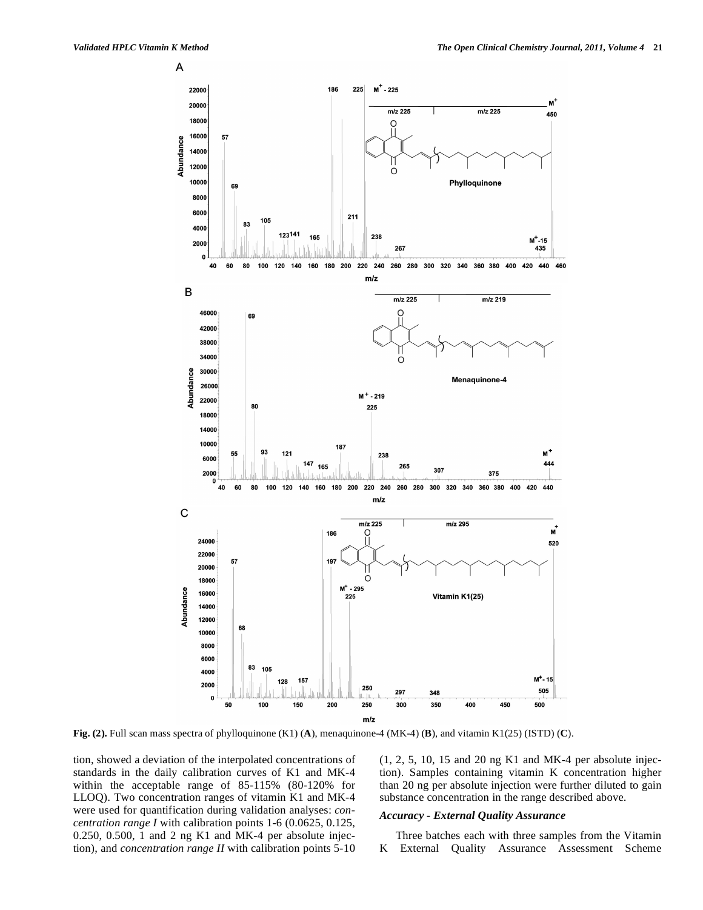**Fig. (2).** Full scan mass spectra of phylloquinone (K1) (**A**), menaquinone-4 (MK-4) (**B**), and vitamin K1(25) (ISTD) (**C**).

tion, showed a deviation of the interpolated concentrations of standards in the daily calibration curves of K1 and MK-4 within the acceptable range of 85-115% (80-120% for LLOQ). Two concentration ranges of vitamin K1 and MK-4 were used for quantification during validation analyses: *concentration range I* with calibration points 1-6 (0.0625, 0.125, 0.250, 0.500, 1 and 2 ng K1 and MK-4 per absolute injection), and *concentration range II* with calibration points 5-10 (1, 2, 5, 10, 15 and 20 ng K1 and MK-4 per absolute injection). Samples containing vitamin K concentration higher than 20 ng per absolute injection were further diluted to gain substance concentration in the range described above.

### *Accuracy - External Quality Assurance*

Three batches each with three samples from the Vitamin K External Quality Assurance Assessment Scheme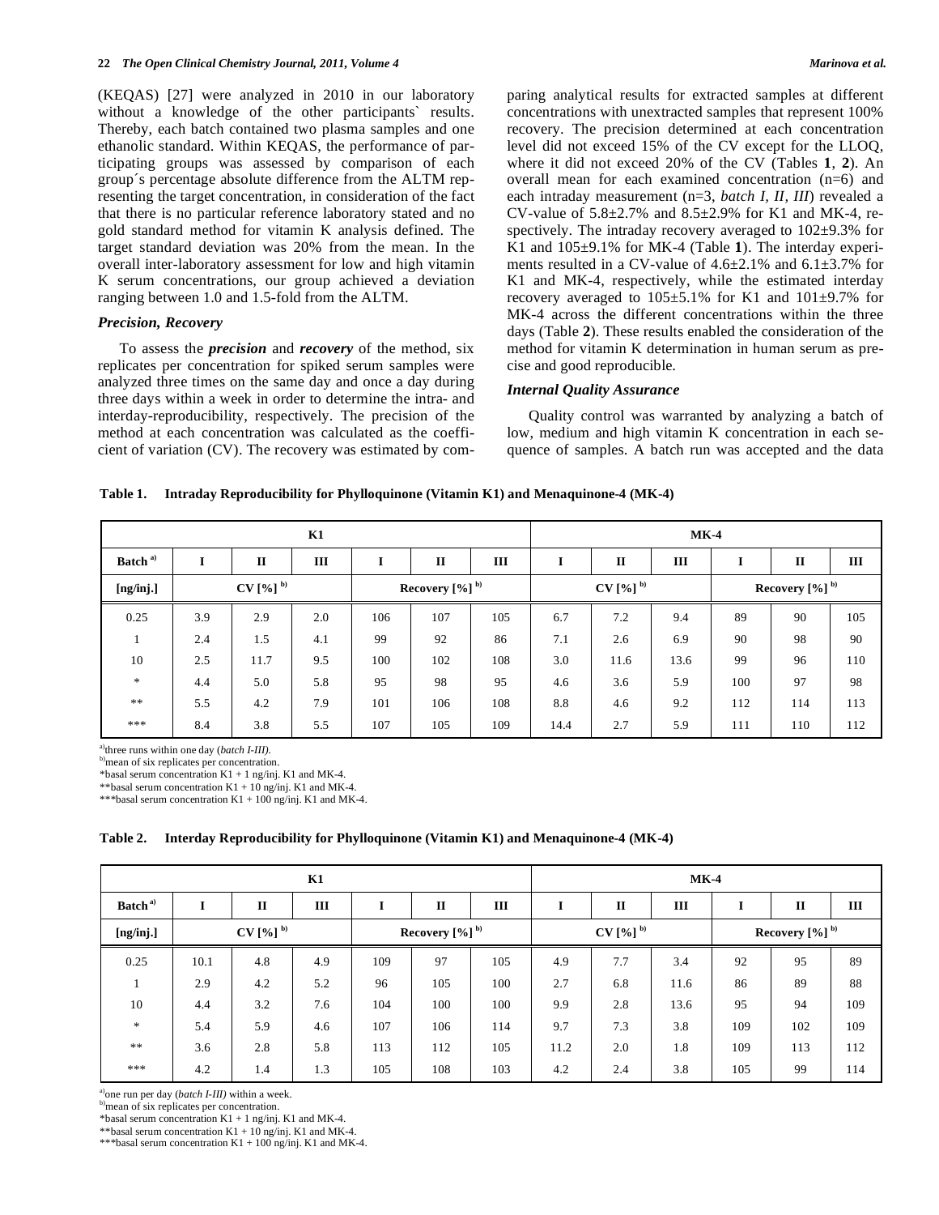(KEQAS) [27] were analyzed in 2010 in our laboratory without a knowledge of the other participants` results. Thereby, each batch contained two plasma samples and one ethanolic standard. Within KEQAS, the performance of participating groups was assessed by comparison of each group´s percentage absolute difference from the ALTM representing the target concentration, in consideration of the fact that there is no particular reference laboratory stated and no gold standard method for vitamin K analysis defined. The target standard deviation was 20% from the mean. In the overall inter-laboratory assessment for low and high vitamin K serum concentrations, our group achieved a deviation ranging between 1.0 and 1.5-fold from the ALTM.

### *Precision, Recovery*

To assess the ***precision*** and ***recovery*** of the method, six replicates per concentration for spiked serum samples were analyzed three times on the same day and once a day during three days within a week in order to determine the intra- and interday-reproducibility, respectively. The precision of the method at each concentration was calculated as the coefficient of variation (CV). The recovery was estimated by comparing analytical results for extracted samples at different concentrations with unextracted samples that represent 100% recovery. The precision determined at each concentration level did not exceed 15% of the CV except for the LLOQ, where it did not exceed 20% of the CV (Tables **1**, **2**). An overall mean for each examined concentration (n=6) and each intraday measurement (n=3, *batch I, II, III*) revealed a CV-value of 5.8±2.7% and 8.5±2.9% for K1 and MK-4, respectively. The intraday recovery averaged to 102±9.3% for K1 and 105±9.1% for MK-4 (Table **1**). The interday experiments resulted in a CV-value of 4.6±2.1% and 6.1±3.7% for K1 and MK-4, respectively, while the estimated interday recovery averaged to 105±5.1% for K1 and 101±9.7% for MK-4 across the different concentrations within the three days (Table **2**). These results enabled the consideration of the method for vitamin K determination in human serum as precise and good reproducible.

### *Internal Quality Assurance*

Quality control was warranted by analyzing a batch of low, medium and high vitamin K concentration in each sequence of samples. A batch run was accepted and the data

**Table 1. Intraday Reproducibility for Phylloquinone (Vitamin K1) and Menaquinone-4 (MK-4)**

| | K1 | | | | | | MK-4 | | | | | |
|---|---|---|---|---|---|---|---|---|---|---|---|---|
| Batch [a)] | I | II | III | I | II | III | I | II | III | I | II | III |
| [ng/inj.] | CV [%] [b)] | | | Recovery [%] [b)] | | | CV [%] [b)] | | | Recovery [%] [b)] | | |
| 0.25 | 3.9 | 2.9 | 2.0 | 106 | 107 | 105 | 6.7 | 7.2 | 9.4 | 89 | 90 | 105 |
| 1 | 2.4 | 1.5 | 4.1 | 99 | 92 | 86 | 7.1 | 2.6 | 6.9 | 90 | 98 | 90 |
| 10 | 2.5 | 11.7 | 9.5 | 100 | 102 | 108 | 3.0 | 11.6 | 13.6 | 99 | 96 | 110 |
| * | 4.4 | 5.0 | 5.8 | 95 | 98 | 95 | 4.6 | 3.6 | 5.9 | 100 | 97 | 98 |
| ** | 5.5 | 4.2 | 7.9 | 101 | 106 | 108 | 8.8 | 4.6 | 9.2 | 112 | 114 | 113 |
| *** | 8.4 | 3.8 | 5.5 | 107 | 105 | 109 | 14.4 | 2.7 | 5.9 | 111 | 110 | 112 |

[a)]three runs within one day (*batch I-III).*
[b)]mean of six replicates per concentration.
*basal serum concentration K1 + 1 ng/inj. K1 and MK-4.
**basal serum concentration K1 + 10 ng/inj. K1 and MK-4.
***basal serum concentration K1 + 100 ng/inj. K1 and MK-4.

**Table 2. Interday Reproducibility for Phylloquinone (Vitamin K1) and Menaquinone-4 (MK-4)**

| | K1 | | | | | | MK-4 | | | | | |
|---|---|---|---|---|---|---|---|---|---|---|---|---|
| Batch [a)] | I | II | III | I | II | III | I | II | III | I | II | III |
| [ng/inj.] | CV [%] [b)] | | | Recovery [%] [b)] | | | CV [%] [b)] | | | Recovery [%] [b)] | | |
| 0.25 | 10.1 | 4.8 | 4.9 | 109 | 97 | 105 | 4.9 | 7.7 | 3.4 | 92 | 95 | 89 |
| 1 | 2.9 | 4.2 | 5.2 | 96 | 105 | 100 | 2.7 | 6.8 | 11.6 | 86 | 89 | 88 |
| 10 | 4.4 | 3.2 | 7.6 | 104 | 100 | 100 | 9.9 | 2.8 | 13.6 | 95 | 94 | 109 |
| * | 5.4 | 5.9 | 4.6 | 107 | 106 | 114 | 9.7 | 7.3 | 3.8 | 109 | 102 | 109 |
| ** | 3.6 | 2.8 | 5.8 | 113 | 112 | 105 | 11.2 | 2.0 | 1.8 | 109 | 113 | 112 |
| *** | 4.2 | 1.4 | 1.3 | 105 | 108 | 103 | 4.2 | 2.4 | 3.8 | 105 | 99 | 114 |

[a)]one run per day (*batch I-III)* within a week.
[b)]mean of six replicates per concentration.
*basal serum concentration K1 + 1 ng/inj. K1 and MK-4.
**basal serum concentration K1 + 10 ng/inj. K1 and MK-4.
***basal serum concentration K1 + 100 ng/inj. K1 and MK-4.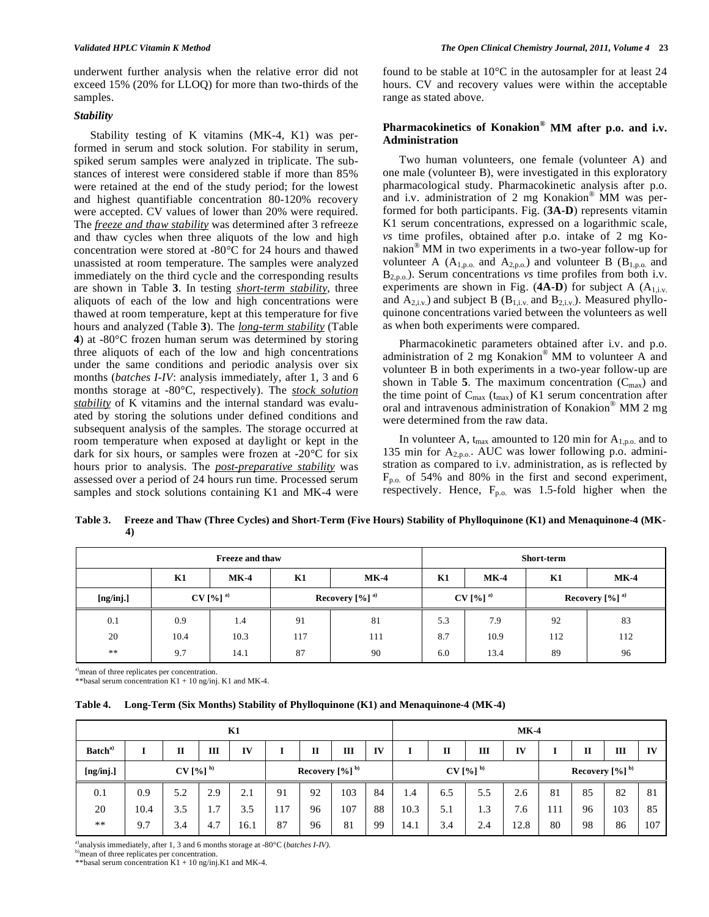underwent further analysis when the relative error did not exceed 15% (20% for LLOQ) for more than two-thirds of the samples.

### Stability

Stability testing of K vitamins (MK-4, K1) was performed in serum and stock solution. For stability in serum, spiked serum samples were analyzed in triplicate. The substances of interest were considered stable if more than 85% were retained at the end of the study period; for the lowest and highest quantifiable concentration 80-120% recovery were accepted. CV values of lower than 20% were required. The *freeze and thaw stability* was determined after 3 refreeze and thaw cycles when three aliquots of the low and high concentration were stored at -80°C for 24 hours and thawed unassisted at room temperature. The samples were analyzed immediately on the third cycle and the corresponding results are shown in Table **3**. In testing *short-term stability*, three aliquots of each of the low and high concentrations were thawed at room temperature, kept at this temperature for five hours and analyzed (Table **3**). The *long-term stability* (Table **4**) at -80°C frozen human serum was determined by storing three aliquots of each of the low and high concentrations under the same conditions and periodic analysis over six months (*batches I-IV*: analysis immediately, after 1, 3 and 6 months storage at -80°C, respectively). The *stock solution stability* of K vitamins and the internal standard was evaluated by storing the solutions under defined conditions and subsequent analysis of the samples. The storage occurred at room temperature when exposed at daylight or kept in the dark for six hours, or samples were frozen at -20°C for six hours prior to analysis. The *post-preparative stability* was assessed over a period of 24 hours run time. Processed serum samples and stock solutions containing K1 and MK-4 were found to be stable at 10°C in the autosampler for at least 24 hours. CV and recovery values were within the acceptable range as stated above.

### Pharmacokinetics of Konakion® MM after p.o. and i.v. Administration

Two human volunteers, one female (volunteer A) and one male (volunteer B), were investigated in this exploratory pharmacological study. Pharmacokinetic analysis after p.o. and i.v. administration of 2 mg Konakion® MM was performed for both participants. Fig. (**3A-D**) represents vitamin K1 serum concentrations, expressed on a logarithmic scale, *vs* time profiles, obtained after p.o. intake of 2 mg Konakion® MM in two experiments in a two-year follow-up for volunteer A ($A_{1,p.o.}$ and $A_{2,p.o.}$) and volunteer B ($B_{1,p.o.}$ and $B_{2,p.o.}$). Serum concentrations *vs* time profiles from both i.v. experiments are shown in Fig. (**4A-D**) for subject A ($A_{1,i.v.}$ and $A_{2,i.v.}$) and subject B ($B_{1,i.v.}$ and $B_{2,i.v.}$). Measured phylloquinone concentrations varied between the volunteers as well as when both experiments were compared.

Pharmacokinetic parameters obtained after i.v. and p.o. administration of 2 mg Konakion® MM to volunteer A and volunteer B in both experiments in a two-year follow-up are shown in Table **5**. The maximum concentration ($C_{max}$) and the time point of $C_{max}$ ($t_{max}$) of K1 serum concentration after oral and intravenous administration of Konakion® MM 2 mg were determined from the raw data.

In volunteer A, $t_{max}$ amounted to 120 min for $A_{1,p.o.}$ and to 135 min for $A_{2,p.o.}$. AUC was lower following p.o. administration as compared to i.v. administration, as is reflected by $F_{p.o.}$ of 54% and 80% in the first and second experiment, respectively. Hence, $F_{p.o.}$ was 1.5-fold higher when the

**Table 3. Freeze and Thaw (Three Cycles) and Short-Term (Five Hours) Stability of Phylloquinone (K1) and Menaquinone-4 (MK-4)**

| | Freeze and thaw | | | | Short-term | | | |
|---|---|---|---|---|---|---|---|---|
| | K1 | MK-4 | K1 | MK-4 | K1 | MK-4 | K1 | MK-4 |
| [ng/inj.] | CV [%] [a] | | Recovery [%] [a] | | CV [%] [a] | | Recovery [%] [a] | |
| 0.1 | 0.9 | 1.4 | 91 | 81 | 5.3 | 7.9 | 92 | 83 |
| 20 | 10.4 | 10.3 | 117 | 111 | 8.7 | 10.9 | 112 | 112 |
| ** | 9.7 | 14.1 | 87 | 90 | 6.0 | 13.4 | 89 | 96 |

[a]mean of three replicates per concentration.
**basal serum concentration K1 + 10 ng/inj. K1 and MK-4.

**Table 4. Long-Term (Six Months) Stability of Phylloquinone (K1) and Menaquinone-4 (MK-4)**

| | K1 | | | | | | | | MK-4 | | | | | | | |
|---|---|---|---|---|---|---|---|---|---|---|---|---|---|---|---|---|
| Batch[a] | I | II | III | IV | I | II | III | IV | I | II | III | IV | I | II | III | IV |
| [ng/inj.] | CV [%] [b] | | | | Recovery [%] [b] | | | | CV [%] [b] | | | | Recovery [%] [b] | | | |
| 0.1 | 0.9 | 5.2 | 2.9 | 2.1 | 91 | 92 | 103 | 84 | 1.4 | 6.5 | 5.5 | 2.6 | 81 | 85 | 82 | 81 |
| 20 | 10.4 | 3.5 | 1.7 | 3.5 | 117 | 96 | 107 | 88 | 10.3 | 5.1 | 1.3 | 7.6 | 111 | 96 | 103 | 85 |
| ** | 9.7 | 3.4 | 4.7 | 16.1 | 87 | 96 | 81 | 99 | 14.1 | 3.4 | 2.4 | 12.8 | 80 | 98 | 86 | 107 |

[a]analysis immediately, after 1, 3 and 6 months storage at -80°C (*batches I-IV*).
[b]mean of three replicates per concentration.
**basal serum concentration K1 + 10 ng/inj.K1 and MK-4.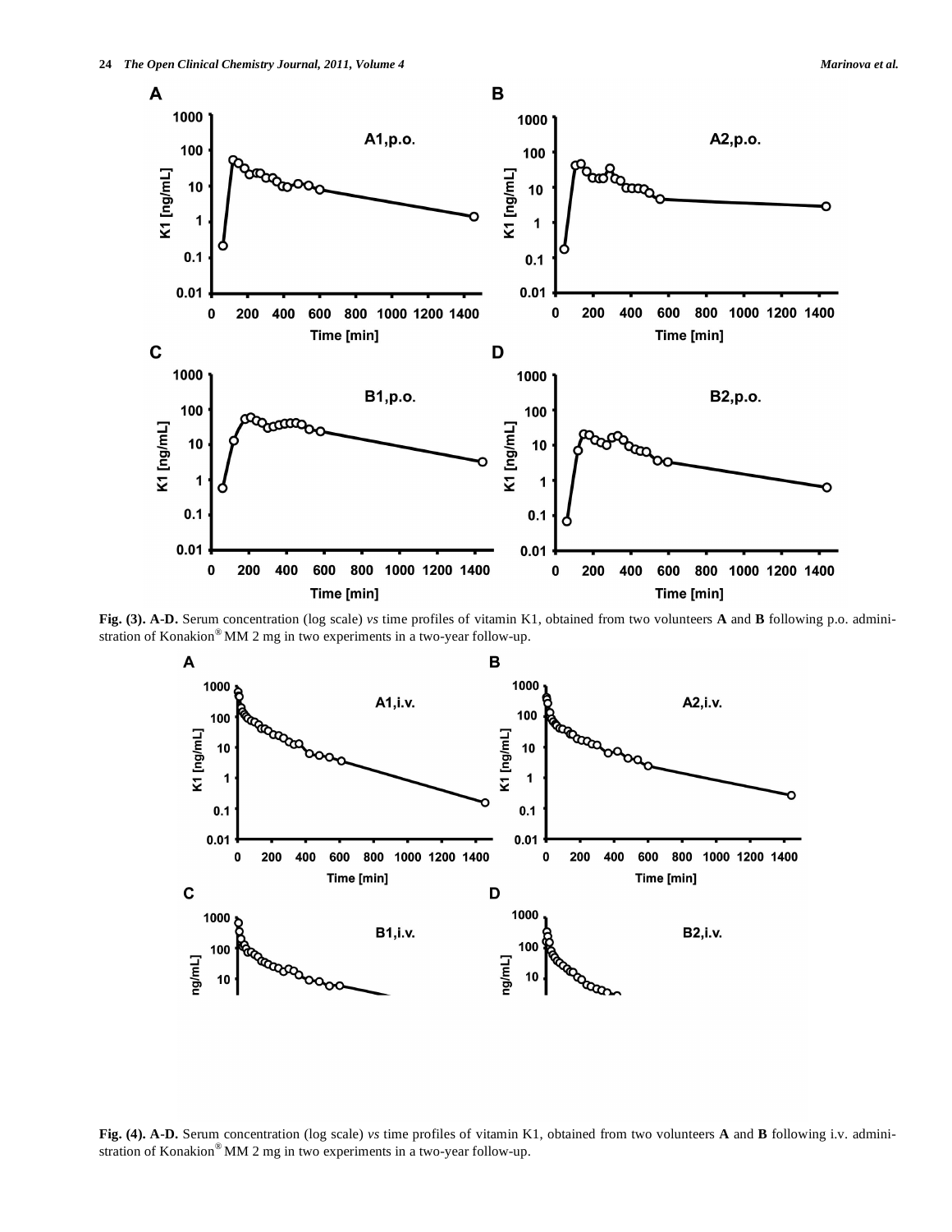**Fig. (3). A-D.** Serum concentration (log scale) *vs* time profiles of vitamin K1, obtained from two volunteers **A** and **B** following p.o. administration of Konakion® MM 2 mg in two experiments in a two-year follow-up.

**Fig. (4). A-D.** Serum concentration (log scale) *vs* time profiles of vitamin K1, obtained from two volunteers **A** and **B** following i.v. administration of Konakion® MM 2 mg in two experiments in a two-year follow-up.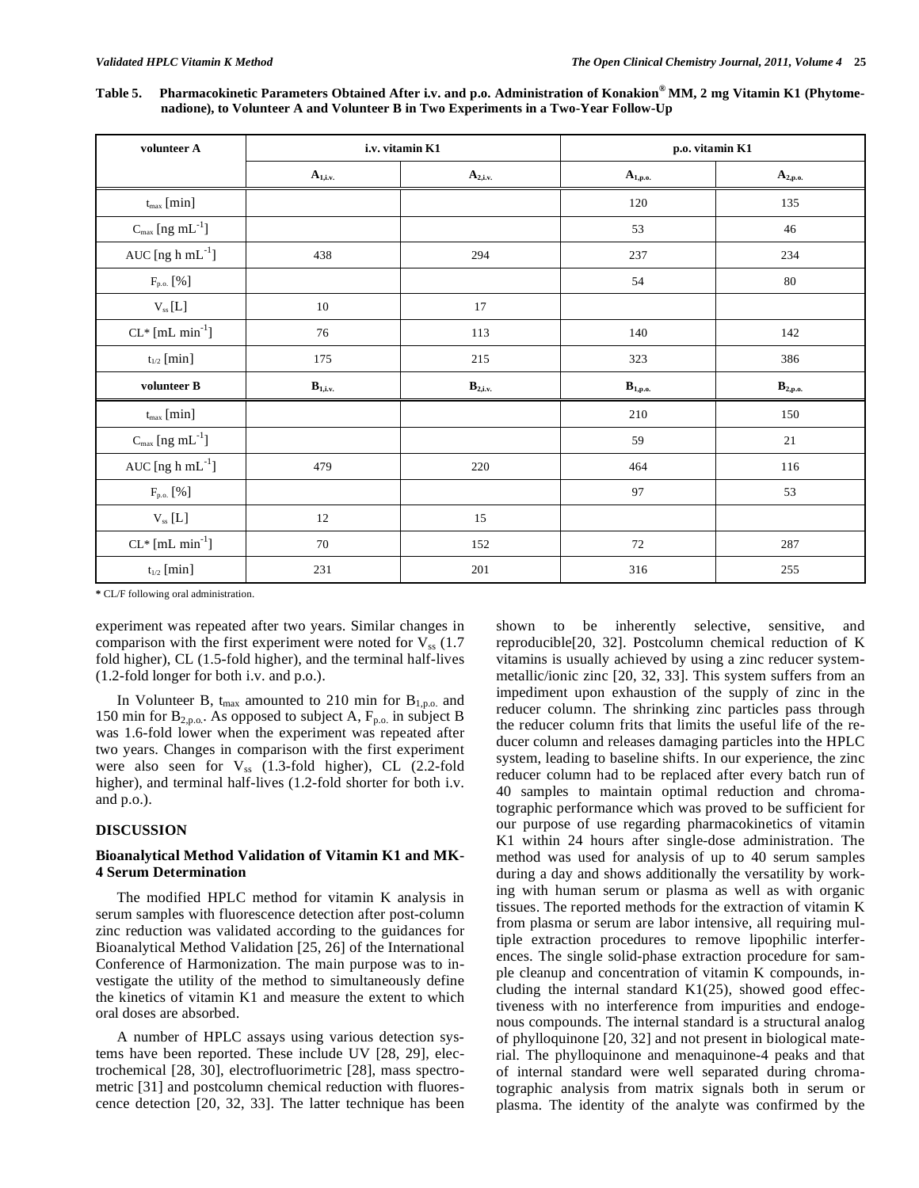**Table 5. Pharmacokinetic Parameters Obtained After i.v. and p.o. Administration of Konakion® MM, 2 mg Vitamin K1 (Phytomenadione), to Volunteer A and Volunteer B in Two Experiments in a Two-Year Follow-Up**

| volunteer A | i.v. vitamin K1 | | p.o. vitamin K1 | |
|---|---|---|---|---|
| | $A_{1,i.v.}$ | $A_{2,i.v.}$ | $A_{1,p.o.}$ | $A_{2,p.o.}$ |
| $t_{max}$ [min] | | | 120 | 135 |
| $C_{max}$ [ng mL$^{-1}$] | | | 53 | 46 |
| AUC [ng h mL$^{-1}$] | 438 | 294 | 237 | 234 |
| $F_{p.o.}$ [%] | | | 54 | 80 |
| $V_{ss}$ [L] | 10 | 17 | | |
| CL* [mL min$^{-1}$] | 76 | 113 | 140 | 142 |
| $t_{1/2}$ [min] | 175 | 215 | 323 | 386 |
| **volunteer B** | $B_{1,i.v.}$ | $B_{2,i.v.}$ | $B_{1,p.o.}$ | $B_{2,p.o.}$ |
| $t_{max}$ [min] | | | 210 | 150 |
| $C_{max}$ [ng mL$^{-1}$] | | | 59 | 21 |
| AUC [ng h mL$^{-1}$] | 479 | 220 | 464 | 116 |
| $F_{p.o.}$ [%] | | | 97 | 53 |
| $V_{ss}$ [L] | 12 | 15 | | |
| CL* [mL min$^{-1}$] | 70 | 152 | 72 | 287 |
| $t_{1/2}$ [min] | 231 | 201 | 316 | 255 |

* CL/F following oral administration.

experiment was repeated after two years. Similar changes in comparison with the first experiment were noted for $V_{ss}$ (1.7 fold higher), CL (1.5-fold higher), and the terminal half-lives (1.2-fold longer for both i.v. and p.o.).

In Volunteer B, $t_{max}$ amounted to 210 min for $B_{1,p.o.}$ and 150 min for $B_{2,p.o.}$. As opposed to subject A, $F_{p.o.}$ in subject B was 1.6-fold lower when the experiment was repeated after two years. Changes in comparison with the first experiment were also seen for $V_{ss}$ (1.3-fold higher), CL (2.2-fold higher), and terminal half-lives (1.2-fold shorter for both i.v. and p.o.).

## DISCUSSION

### Bioanalytical Method Validation of Vitamin K1 and MK-4 Serum Determination

The modified HPLC method for vitamin K analysis in serum samples with fluorescence detection after post-column zinc reduction was validated according to the guidances for Bioanalytical Method Validation [25, 26] of the International Conference of Harmonization. The main purpose was to investigate the utility of the method to simultaneously define the kinetics of vitamin K1 and measure the extent to which oral doses are absorbed.

A number of HPLC assays using various detection systems have been reported. These include UV [28, 29], electrochemical [28, 30], electrofluorimetric [28], mass spectrometric [31] and postcolumn chemical reduction with fluorescence detection [20, 32, 33]. The latter technique has been shown to be inherently selective, sensitive, and reproducible[20, 32]. Postcolumn chemical reduction of K vitamins is usually achieved by using a zinc reducer system-metallic/ionic zinc [20, 32, 33]. This system suffers from an impediment upon exhaustion of the supply of zinc in the reducer column. The shrinking zinc particles pass through the reducer column frits that limits the useful life of the reducer column and releases damaging particles into the HPLC system, leading to baseline shifts. In our experience, the zinc reducer column had to be replaced after every batch run of 40 samples to maintain optimal reduction and chromatographic performance which was proved to be sufficient for our purpose of use regarding pharmacokinetics of vitamin K1 within 24 hours after single-dose administration. The method was used for analysis of up to 40 serum samples during a day and shows additionally the versatility by working with human serum or plasma as well as with organic tissues. The reported methods for the extraction of vitamin K from plasma or serum are labor intensive, all requiring multiple extraction procedures to remove lipophilic interferences. The single solid-phase extraction procedure for sample cleanup and concentration of vitamin K compounds, including the internal standard K1(25), showed good effectiveness with no interference from impurities and endogenous compounds. The internal standard is a structural analog of phylloquinone [20, 32] and not present in biological material. The phylloquinone and menaquinone-4 peaks and that of internal standard were well separated during chromatographic analysis from matrix signals both in serum or plasma. The identity of the analyte was confirmed by the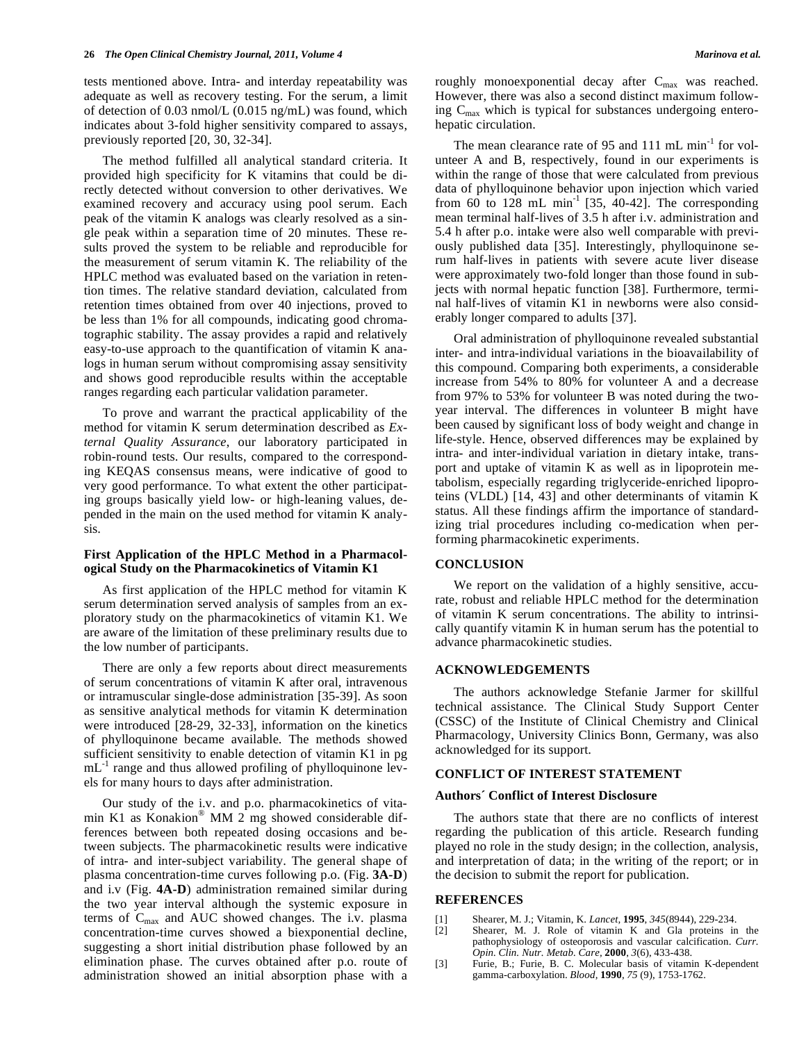tests mentioned above. Intra- and interday repeatability was adequate as well as recovery testing. For the serum, a limit of detection of 0.03 nmol/L (0.015 ng/mL) was found, which indicates about 3-fold higher sensitivity compared to assays, previously reported [20, 30, 32-34].

The method fulfilled all analytical standard criteria. It provided high specificity for K vitamins that could be directly detected without conversion to other derivatives. We examined recovery and accuracy using pool serum. Each peak of the vitamin K analogs was clearly resolved as a single peak within a separation time of 20 minutes. These results proved the system to be reliable and reproducible for the measurement of serum vitamin K. The reliability of the HPLC method was evaluated based on the variation in retention times. The relative standard deviation, calculated from retention times obtained from over 40 injections, proved to be less than 1% for all compounds, indicating good chromatographic stability. The assay provides a rapid and relatively easy-to-use approach to the quantification of vitamin K analogs in human serum without compromising assay sensitivity and shows good reproducible results within the acceptable ranges regarding each particular validation parameter.

To prove and warrant the practical applicability of the method for vitamin K serum determination described as *External Quality Assurance*, our laboratory participated in robin-round tests. Our results, compared to the corresponding KEQAS consensus means, were indicative of good to very good performance. To what extent the other participating groups basically yield low- or high-leaning values, depended in the main on the used method for vitamin K analysis.

### First Application of the HPLC Method in a Pharmacological Study on the Pharmacokinetics of Vitamin K1

As first application of the HPLC method for vitamin K serum determination served analysis of samples from an exploratory study on the pharmacokinetics of vitamin K1. We are aware of the limitation of these preliminary results due to the low number of participants.

There are only a few reports about direct measurements of serum concentrations of vitamin K after oral, intravenous or intramuscular single-dose administration [35-39]. As soon as sensitive analytical methods for vitamin K determination were introduced [28-29, 32-33], information on the kinetics of phylloquinone became available. The methods showed sufficient sensitivity to enable detection of vitamin K1 in pg $mL^{-1}$ range and thus allowed profiling of phylloquinone levels for many hours to days after administration.

Our study of the i.v. and p.o. pharmacokinetics of vitamin K1 as Konakion® MM 2 mg showed considerable differences between both repeated dosing occasions and between subjects. The pharmacokinetic results were indicative of intra- and inter-subject variability. The general shape of plasma concentration-time curves following p.o. (Fig. **3A-D**) and i.v (Fig. **4A-D**) administration remained similar during the two year interval although the systemic exposure in terms of $C_{max}$ and AUC showed changes. The i.v. plasma concentration-time curves showed a biexponential decline, suggesting a short initial distribution phase followed by an elimination phase. The curves obtained after p.o. route of administration showed an initial absorption phase with a roughly monoexponential decay after $C_{max}$ was reached. However, there was also a second distinct maximum following $C_{max}$ which is typical for substances undergoing enterohepatic circulation.

The mean clearance rate of 95 and 111 mL $min^{-1}$ for volunteer A and B, respectively, found in our experiments is within the range of those that were calculated from previous data of phylloquinone behavior upon injection which varied from 60 to 128 mL $min^{-1}$ [35, 40-42]. The corresponding mean terminal half-lives of 3.5 h after i.v. administration and 5.4 h after p.o. intake were also well comparable with previously published data [35]. Interestingly, phylloquinone serum half-lives in patients with severe acute liver disease were approximately two-fold longer than those found in subjects with normal hepatic function [38]. Furthermore, terminal half-lives of vitamin K1 in newborns were also considerably longer compared to adults [37].

Oral administration of phylloquinone revealed substantial inter- and intra-individual variations in the bioavailability of this compound. Comparing both experiments, a considerable increase from 54% to 80% for volunteer A and a decrease from 97% to 53% for volunteer B was noted during the two-year interval. The differences in volunteer B might have been caused by significant loss of body weight and change in life-style. Hence, observed differences may be explained by intra- and inter-individual variation in dietary intake, transport and uptake of vitamin K as well as in lipoprotein metabolism, especially regarding triglyceride-enriched lipoproteins (VLDL) [14, 43] and other determinants of vitamin K status. All these findings affirm the importance of standardizing trial procedures including co-medication when performing pharmacokinetic experiments.

## CONCLUSION

We report on the validation of a highly sensitive, accurate, robust and reliable HPLC method for the determination of vitamin K serum concentrations. The ability to intrinsically quantify vitamin K in human serum has the potential to advance pharmacokinetic studies.

## ACKNOWLEDGEMENTS

The authors acknowledge Stefanie Jarmer for skillful technical assistance. The Clinical Study Support Center (CSSC) of the Institute of Clinical Chemistry and Clinical Pharmacology, University Clinics Bonn, Germany, was also acknowledged for its support.

## CONFLICT OF INTEREST STATEMENT

### Authors´ Conflict of Interest Disclosure

The authors state that there are no conflicts of interest regarding the publication of this article. Research funding played no role in the study design; in the collection, analysis, and interpretation of data; in the writing of the report; or in the decision to submit the report for publication.

## REFERENCES

[1] Shearer, M. J.; Vitamin, K. *Lancet*, **1995**, *345*(8944), 229-234.

[2] Shearer, M. J. Role of vitamin K and Gla proteins in the pathophysiology of osteoporosis and vascular calcification. *Curr. Opin. Clin. Nutr. Metab. Care*, **2000**, *3*(6), 433-438.

[3] Furie, B.; Furie, B. C. Molecular basis of vitamin K-dependent gamma-carboxylation. *Blood*, **1990**, *75* (9), 1753-1762.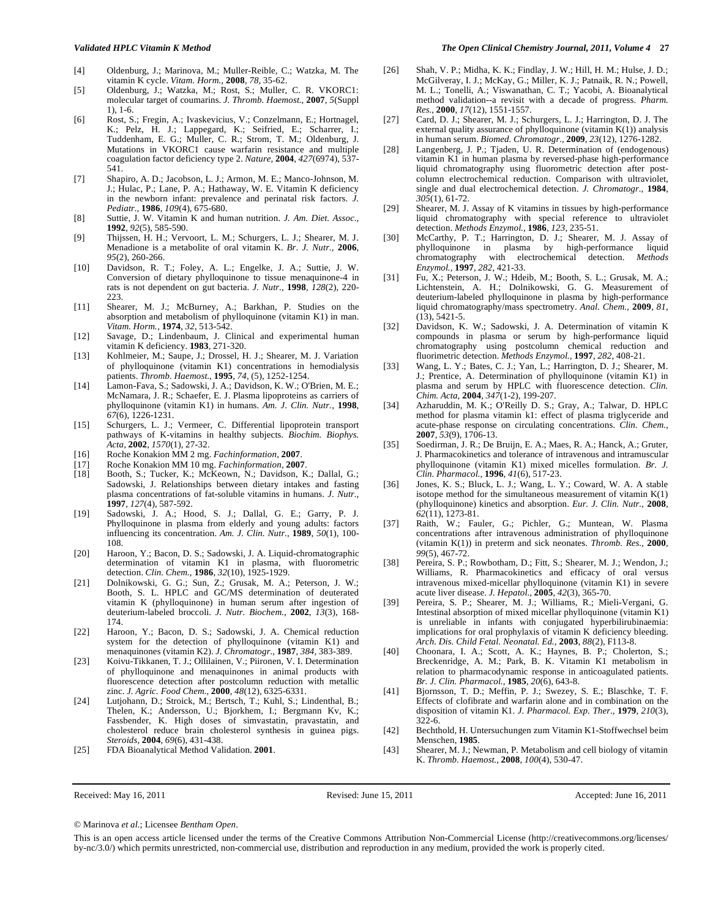[4] Oldenburg, J.; Marinova, M.; Muller-Reible, C.; Watzka, M. The vitamin K cycle. *Vitam. Horm.*, **2008**, *78*, 35-62.

[5] Oldenburg, J.; Watzka, M.; Rost, S.; Muller, C. R. VKORC1: molecular target of coumarins. *J. Thromb. Haemost.*, **2007**, *5*(Suppl 1), 1-6.

[6] Rost, S.; Fregin, A.; Ivaskevicius, V.; Conzelmann, E.; Hortnagel, K.; Pelz, H. J.; Lappegard, K.; Seifried, E.; Scharrer, I.; Tuddenham, E. G.; Muller, C. R.; Strom, T. M.; Oldenburg, J. Mutations in VKORC1 cause warfarin resistance and multiple coagulation factor deficiency type 2. *Nature*, **2004**, *427*(6974), 537-541.

[7] Shapiro, A. D.; Jacobson, L. J.; Armon, M. E.; Manco-Johnson, M. J.; Hulac, P.; Lane, P. A.; Hathaway, W. E. Vitamin K deficiency in the newborn infant: prevalence and perinatal risk factors. *J. Pediatr.*, **1986**, *109*(4), 675-680.

[8] Suttie, J. W. Vitamin K and human nutrition. *J. Am. Diet. Assoc.*, **1992**, *92*(5), 585-590.

[9] Thijssen, H. H.; Vervoort, L. M.; Schurgers, L. J.; Shearer, M. J. Menadione is a metabolite of oral vitamin K. *Br. J. Nutr.*, **2006**, *95*(2), 260-266.

[10] Davidson, R. T.; Foley, A. L.; Engelke, J. A.; Suttie, J. W. Conversion of dietary phylloquinone to tissue menaquinone-4 in rats is not dependent on gut bacteria. *J. Nutr.*, **1998**, *128*(2), 220-223.

[11] Shearer, M. J.; McBurney, A.; Barkhan, P. Studies on the absorption and metabolism of phylloquinone (vitamin K1) in man. *Vitam. Horm.*, **1974**, *32*, 513-542.

[12] Savage, D.; Lindenbaum, J. Clinical and experimental human vitamin K deficiency. **1983**, 271-320.

[13] Kohlmeier, M.; Saupe, J.; Drossel, H. J.; Shearer, M. J. Variation of phylloquinone (vitamin K1) concentrations in hemodialysis patients. *Thromb. Haemost.*, **1995**, *74*, (5), 1252-1254.

[14] Lamon-Fava, S.; Sadowski, J. A.; Davidson, K. W.; O'Brien, M. E.; McNamara, J. R.; Schaefer, E. J. Plasma lipoproteins as carriers of phylloquinone (vitamin K1) in humans. *Am. J. Clin. Nutr.*, **1998**, *67*(6), 1226-1231.

[15] Schurgers, L. J.; Vermeer, C. Differential lipoprotein transport pathways of K-vitamins in healthy subjects. *Biochim. Biophys. Acta*, **2002**, *1570*(1), 27-32.

[16] Roche Konakion MM 2 mg. *Fachinformation*, **2007**.

[17] Roche Konakion MM 10 mg. *Fachinformation*, **2007**.

[18] Booth, S.; Tucker, K.; McKeown, N.; Davidson, K.; Dallal, G.; Sadowski, J. Relationships between dietary intakes and fasting plasma concentrations of fat-soluble vitamins in humans. *J. Nutr.*, **1997**, *127*(4), 587-592.

[19] Sadowski, J. A.; Hood, S. J.; Dallal, G. E.; Garry, P. J. Phylloquinone in plasma from elderly and young adults: factors influencing its concentration. *Am. J. Clin. Nutr.*, **1989**, *50*(1), 100-108.

[20] Haroon, Y.; Bacon, D. S.; Sadowski, J. A. Liquid-chromatographic determination of vitamin K1 in plasma, with fluorometric detection. *Clin. Chem.*, **1986**, *32*(10), 1925-1929.

[21] Dolnikowski, G. G.; Sun, Z.; Grusak, M. A.; Peterson, J. W.; Booth, S. L. HPLC and GC/MS determination of deuterated vitamin K (phylloquinone) in human serum after ingestion of deuterium-labeled broccoli. *J. Nutr. Biochem.*, **2002**, *13*(3), 168-174.

[22] Haroon, Y.; Bacon, D. S.; Sadowski, J. A. Chemical reduction system for the detection of phylloquinone (vitamin K1) and menaquinones (vitamin K2). *J. Chromatogr.*, **1987**, *384*, 383-389.

[23] Koivu-Tikkanen, T. J.; Ollilainen, V.; Piironen, V. I. Determination of phylloquinone and menaquinones in animal products with fluorescence detection after postcolumn reduction with metallic zinc. *J. Agric. Food Chem.*, **2000**, *48*(12), 6325-6331.

[24] Lutjohann, D.; Stroick, M.; Bertsch, T.; Kuhl, S.; Lindenthal, B.; Thelen, K.; Andersson, U.; Bjorkhem, I.; Bergmann Kv, K.; Fassbender, K. High doses of simvastatin, pravastatin, and cholesterol reduce brain cholesterol synthesis in guinea pigs. *Steroids*, **2004**, *69*(6), 431-438.

[25] FDA Bioanalytical Method Validation. **2001**.

[26] Shah, V. P.; Midha, K. K.; Findlay, J. W.; Hill, H. M.; Hulse, J. D.; McGilveray, I. J.; McKay, G.; Miller, K. J.; Patnaik, R. N.; Powell, M. L.; Tonelli, A.; Viswanathan, C. T.; Yacobi, A. Bioanalytical method validation--a revisit with a decade of progress. *Pharm. Res.*, **2000**, *17*(12), 1551-1557.

[27] Card, D. J.; Shearer, M. J.; Schurgers, L. J.; Harrington, D. J. The external quality assurance of phylloquinone (vitamin K(1)) analysis in human serum. *Biomed. Chromatogr.*, **2009**, *23*(12), 1276-1282.

[28] Langenberg, J. P.; Tjaden, U. R. Determination of (endogenous) vitamin K1 in human plasma by reversed-phase high-performance liquid chromatography using fluorometric detection after post-column electrochemical reduction. Comparison with ultraviolet, single and dual electrochemical detection. *J. Chromatogr.*, **1984**, *305*(1), 61-72.

[29] Shearer, M. J. Assay of K vitamins in tissues by high-performance liquid chromatography with special reference to ultraviolet detection. *Methods Enzymol.*, **1986**, *123*, 235-51.

[30] McCarthy, P. T.; Harrington, D. J.; Shearer, M. J. Assay of phylloquinone in plasma by high-performance liquid chromatography with electrochemical detection. *Methods Enzymol.*, **1997**, *282*, 421-33.

[31] Fu, X.; Peterson, J. W.; Hdeib, M.; Booth, S. L.; Grusak, M. A.; Lichtenstein, A. H.; Dolnikowski, G. G. Measurement of deuterium-labeled phylloquinone in plasma by high-performance liquid chromatography/mass spectrometry. *Anal. Chem.*, **2009**, *81*, (13), 5421-5.

[32] Davidson, K. W.; Sadowski, J. A. Determination of vitamin K compounds in plasma or serum by high-performance liquid chromatography using postcolumn chemical reduction and fluorimetric detection. *Methods Enzymol.*, **1997**, *282*, 408-21.

[33] Wang, L. Y.; Bates, C. J.; Yan, L.; Harrington, D. J.; Shearer, M. J.; Prentice, A. Determination of phylloquinone (vitamin K1) in plasma and serum by HPLC with fluorescence detection. *Clin. Chim. Acta*, **2004**, *347*(1-2), 199-207.

[34] Azharuddin, M. K.; O'Reilly D. S.; Gray, A.; Talwar, D. HPLC method for plasma vitamin k1: effect of plasma triglyceride and acute-phase response on circulating concentrations. *Clin. Chem.*, **2007**, *53*(9), 1706-13.

[35] Soedirman, J. R.; De Bruijn, E. A.; Maes, R. A.; Hanck, A.; Gruter, J. Pharmacokinetics and tolerance of intravenous and intramuscular phylloquinone (vitamin K1) mixed micelles formulation. *Br. J. Clin. Pharmacol.*, **1996**, *41*(6), 517-23.

[36] Jones, K. S.; Bluck, L. J.; Wang, L. Y.; Coward, W. A. A stable isotope method for the simultaneous measurement of vitamin K(1) (phylloquinone) kinetics and absorption. *Eur. J. Clin. Nutr.*, **2008**, *62*(11), 1273-81.

[37] Raith, W.; Fauler, G.; Pichler, G.; Muntean, W. Plasma concentrations after intravenous administration of phylloquinone (vitamin K(1)) in preterm and sick neonates. *Thromb. Res.*, **2000**, *99*(5), 467-72.

[38] Pereira, S. P.; Rowbotham, D.; Fitt, S.; Shearer, M. J.; Wendon, J.; Williams, R. Pharmacokinetics and efficacy of oral versus intravenous mixed-micellar phylloquinone (vitamin K1) in severe acute liver disease. *J. Hepatol.*, **2005**, *42*(3), 365-70.

[39] Pereira, S. P.; Shearer, M. J.; Williams, R.; Mieli-Vergani, G. Intestinal absorption of mixed micellar phylloquinone (vitamin K1) is unreliable in infants with conjugated hyperbilirubinaemia: implications for oral prophylaxis of vitamin K deficiency bleeding. *Arch. Dis. Child Fetal. Neonatal. Ed.*, **2003**, *88*(2), F113-8.

[40] Choonara, I. A.; Scott, A. K.; Haynes, B. P.; Cholerton, S.; Breckenridge, A. M.; Park, B. K. Vitamin K1 metabolism in relation to pharmacodynamic response in anticoagulated patients. *Br. J. Clin. Pharmacol.*, **1985**, *20*(6), 643-8.

[41] Bjornsson, T. D.; Meffin, P. J.; Swezey, S. E.; Blaschke, T. F. Effects of clofibrate and warfarin alone and in combination on the disposition of vitamin K1. *J. Pharmacol. Exp. Ther.*, **1979**, *210*(3), 322-6.

[42] Bechthold, H. Untersuchungen zum Vitamin K1-Stoffwechsel beim Menschen, **1985**.

[43] Shearer, M. J.; Newman, P. Metabolism and cell biology of vitamin K. *Thromb. Haemost.*, **2008**, *100*(4), 530-47.

Received: May 16, 2011 Revised: June 15, 2011 Accepted: June 16, 2011

© Marinova *et al.*; Licensee *Bentham Open*.

This is an open access article licensed under the terms of the Creative Commons Attribution Non-Commercial License (http://creativecommons.org/licenses/by-nc/3.0/) which permits unrestricted, non-commercial use, distribution and reproduction in any medium, provided the work is properly cited.